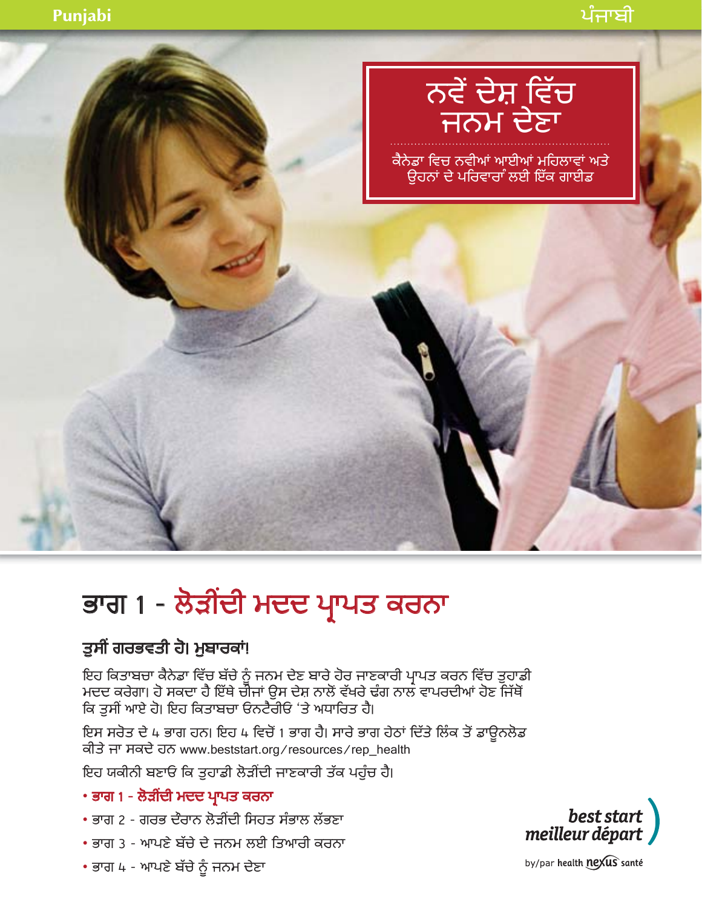Punjabi ਪੰਜਾਬੀ

# ਨਵੇਂ ਦੇਸ਼ ਵਿੱਚ ਜਨਮ ਦੇਣਾ

ਕੈਨੇਡਾ ਵਿਚ ਨਵੀਆਂ ਆਈਆਂ ਮਹਿਲਾਵਾਂ ਅਤੇ ਉਹਨਾਂ ਦੇ ਪਰਿਵਾਰਾਂ ਲਈ ਇੱਕ ਗਾਈਡ

## ਭਾਗ 1 - ਲੋੜੀਂਦੀ ਮਦਦ ਪ੍ਰਾਪਤ ਕਰਨਾ

### ਤੁਸੀਂ ਗਰਭਵਤੀ ਹੋ। ਮੁਬਾਰਕਾਂ!

ਇਹ ਕਿਤਾਬਚਾ ਕੈਨੇਡਾ ਵਿੱਚ ਬੱਚੇ ਨੂੰ ਜਨਮ ਦੇਣ ਬਾਰੇ ਹੋਰ ਜਾਣਕਾਰੀ ਪ੍ਰਾਪਤ ਕਰਨ ਵਿੱਚ ਤੁਹਾਡੀ ਮਦਦ ਕਰੇਗਾ। ਹੋ ਸਕਦਾ ਹੈ ਇੱਥੇ ਚੀਜਾਂ ਉਸ ਦੇਸ਼ ਨਾਲੋਂ ਵੱਖਰੇ ਢੰਗ ਨਾਲ ਵਾਪਰਦੀਆਂ ਹੋਣ ਜਿੱਥੋਂ ਕਿ ਤੁਸੀਂ ਆਏ ਹੋ। ਇਹ ਕਿਤਾਬਚਾ ਓਨਟੈਰੀਓ ‘ਤੇ ਅਧਾਰਿਤ ਹੈ।

ਇਸ ਸਰੋਤ ਦੇ 4 ਭਾਗ ਹਨ। ਇਹ 4 ਵਿਚੋਂ 1 ਭਾਗ ਹੈ। ਸਾਰੇ ਭਾਗ ਹੇਠਾਂ ਦਿੱਤੇ ਲਿੰਕ ਤੋਂ ਡਾਊਨਲੋਡ ਕੀਤੇ ਜਾ ਸਕਦੇ ਹਨ www.beststart.org/resources/rep_health

ਇਹ ਯਕੀਨੀ ਬਣਾਓ ਕਿ ਤੁਹਾਡੀ ਲੋੜੀਂਦੀ ਜਾਣਕਾਰੀ ਤੱਕ ਪਹੁੰਚ ਹੈ।

- **ਭਾਗ 1 - ਲੋੜੀਂਦੀ ਮਦਦ ਪ੍ਰਾਪਤ ਕਰਨਾ**
- ਭਾਗ 2 - ਗਰਭ ਦੌਰਾਨ ਲੋੜੀਂਦੀ ਸਿਹਤ ਸੰਭਾਲ ਲੱਭਣਾ
- ਭਾਗ 3 - ਆਪਣੇ ਬੱਚੇ ਦੇ ਜਨਮ ਲਈ ਤਿਆਰੀ ਕਰਨਾ
- ਭਾਗ 4 - ਆਪਣੇ ਬੱਚੇ ਨੂੰ ਜਨਮ ਦੇਣਾ

best start meilleur départ by/par health nexus santé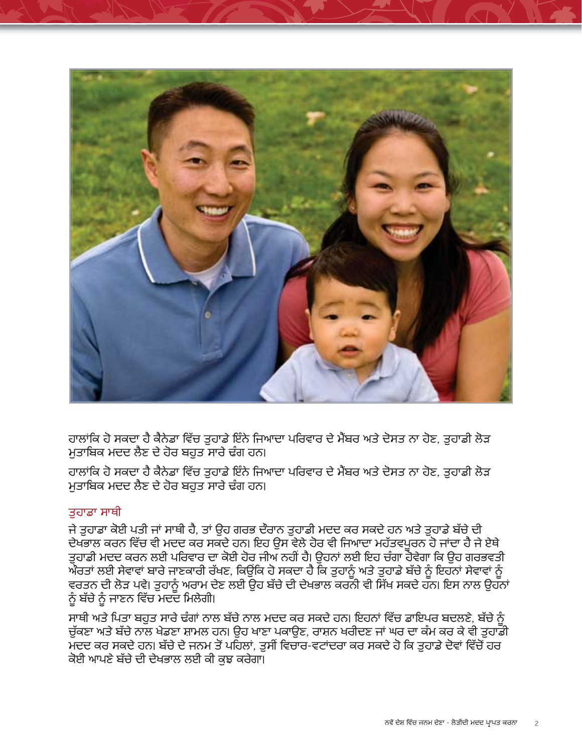ਹਾਲਾਂਕਿ ਹੋ ਸਕਦਾ ਹੈ ਕੈਨੇਡਾ ਵਿੱਚ ਤੁਹਾਡੇ ਇੰਨੇ ਜਿਆਦਾ ਪਰਿਵਾਰ ਦੇ ਮੈਂਬਰ ਅਤੇ ਦੋਸਤ ਨਾ ਹੋਣ, ਤੁਹਾਡੀ ਲੋੜ ਮੁਤਾਬਿਕ ਮਦਦ ਲੈਣ ਦੇ ਹੋਰ ਬਹੁਤ ਸਾਰੇ ਢੰਗ ਹਨ।

ਹਾਲਾਂਕਿ ਹੋ ਸਕਦਾ ਹੈ ਕੈਨੇਡਾ ਵਿੱਚ ਤੁਹਾਡੇ ਇੰਨੇ ਜਿਆਦਾ ਪਰਿਵਾਰ ਦੇ ਮੈਂਬਰ ਅਤੇ ਦੋਸਤ ਨਾ ਹੋਣ, ਤੁਹਾਡੀ ਲੋੜ ਮੁਤਾਬਿਕ ਮਦਦ ਲੈਣ ਦੇ ਹੋਰ ਬਹੁਤ ਸਾਰੇ ਢੰਗ ਹਨ।

## ਤੁਹਾਡਾ ਸਾਥੀ

ਜੇ ਤੁਹਾਡਾ ਕੋਈ ਪਤੀ ਜਾਂ ਸਾਥੀ ਹੈ, ਤਾਂ ਉਹ ਗਰਭ ਦੌਰਾਨ ਤੁਹਾਡੀ ਮਦਦ ਕਰ ਸਕਦੇ ਹਨ ਅਤੇ ਤੁਹਾਡੇ ਬੱਚੇ ਦੀ ਦੇਖਭਾਲ ਕਰਨ ਵਿੱਚ ਵੀ ਮਦਦ ਕਰ ਸਕਦੇ ਹਨ। ਇਹ ਉਸ ਵੇਲੇ ਹੋਰ ਵੀ ਜਿਆਦਾ ਮਹੱਤਵਪੂਰਨ ਹੋ ਜਾਂਦਾ ਹੈ ਜੇ ਏਥੇ ਤੁਹਾਡੀ ਮਦਦ ਕਰਨ ਲਈ ਪਰਿਵਾਰ ਦਾ ਕੋਈ ਹੋਰ ਜੀਅ ਨਹੀਂ ਹੈ। ਉਹਨਾਂ ਲਈ ਇਹ ਚੰਗਾ ਹੋਵੇਗਾ ਕਿ ਉਹ ਗਰਭਵਤੀ ਔਰਤਾਂ ਲਈ ਸੇਵਾਵਾਂ ਬਾਰੇ ਜਾਣਕਾਰੀ ਰੱਖਣ, ਕਿਉਂਕਿ ਹੋ ਸਕਦਾ ਹੈ ਕਿ ਤੁਹਾਨੂੰ ਅਤੇ ਤੁਹਾਡੇ ਬੱਚੇ ਨੂੰ ਇਹਨਾਂ ਸੇਵਾਵਾਂ ਨੂੰ ਵਰਤਨ ਦੀ ਲੋੜ ਪਵੇ। ਤੁਹਾਨੂੰ ਅਰਾਮ ਦੇਣ ਲਈ ਉਹ ਬੱਚੇ ਦੀ ਦੇਖਭਾਲ ਕਰਨੀ ਵੀ ਸਿੱਖ ਸਕਦੇ ਹਨ। ਇਸ ਨਾਲ ਉਹਨਾਂ ਨੂੰ ਬੱਚੇ ਨੂੰ ਜਾਣਨ ਵਿੱਚ ਮਦਦ ਮਿਲੇਗੀ।

ਸਾਥੀ ਅਤੇ ਪਿਤਾ ਬਹੁਤ ਸਾਰੇ ਢੰਗਾਂ ਨਾਲ ਬੱਚੇ ਨਾਲ ਮਦਦ ਕਰ ਸਕਦੇ ਹਨ। ਇਹਨਾਂ ਵਿੱਚ ਡਾਇਪਰ ਬਦਲਣੇ, ਬੱਚੇ ਨੂੰ ਚੁੱਕਣਾ ਅਤੇ ਬੱਚੇ ਨਾਲ ਖੇਡਣਾ ਸ਼ਾਮਲ ਹਨ। ਉਹ ਖਾਣਾ ਪਕਾਉਣ, ਰਾਸ਼ਨ ਖਰੀਦਣ ਜਾਂ ਘਰ ਦਾ ਕੰਮ ਕਰ ਕੇ ਵੀ ਤੁਹਾਡੀ ਮਦਦ ਕਰ ਸਕਦੇ ਹਨ। ਬੱਚੇ ਦੇ ਜਨਮ ਤੋਂ ਪਹਿਲਾਂ, ਤੁਸੀਂ ਵਿਚਾਰ-ਵਟਾਂਦਰਾ ਕਰ ਸਕਦੇ ਹੋ ਕਿ ਤੁਹਾਡੇ ਦੋਵਾਂ ਵਿੱਚੋਂ ਹਰ ਕੋਈ ਆਪਣੇ ਬੱਚੇ ਦੀ ਦੇਖਭਾਲ ਲਈ ਕੀ ਕੁਝ ਕਰੇਗਾ।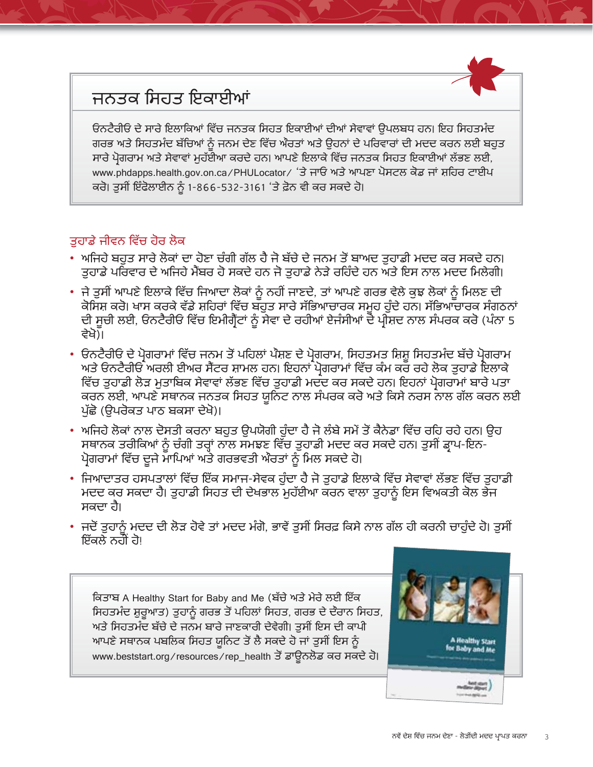## ਜਨਤਕ ਸਿਹਤ ਇਕਾਈਆਂ

ਓਨਟੈਰੀਓ ਦੇ ਸਾਰੇ ਇਲਾਕਿਆਂ ਵਿੱਚ ਜਨਤਕ ਸਿਹਤ ਇਕਾਈਆਂ ਦੀਆਂ ਸੇਵਾਵਾਂ ਉਪਲਬਧ ਹਨ। ਇਹ ਸਿਹਤਮੰਦ ਗਰਭ ਅਤੇ ਸਿਹਤਮੰਦ ਬੱਚਿਆਂ ਨੂੰ ਜਨਮ ਦੇਣ ਵਿੱਚ ਔਰਤਾਂ ਅਤੇ ਉਹਨਾਂ ਦੇ ਪਰਿਵਾਰਾਂ ਦੀ ਮਦਦ ਕਰਨ ਲਈ ਬਹੁਤ ਸਾਰੇ ਪ੍ਰੋਗਰਾਮ ਅਤੇ ਸੇਵਾਵਾਂ ਮੁਹੱਈਆ ਕਰਦੇ ਹਨ। ਆਪਣੇ ਇਲਾਕੇ ਵਿੱਚ ਜਨਤਕ ਸਿਹਤ ਇਕਾਈਆਂ ਲੱਭਣ ਲਈ, www.phdapps.health.gov.on.ca/PHULocator/ 'ਤੇ ਜਾਓ ਅਤੇ ਆਪਣਾ ਪੋਸਟਲ ਕੋਡ ਜਾਂ ਸ਼ਹਿਰ ਟਾਈਪ ਕਰੋ। ਤੁਸੀਂ ਇੰਫੋਲਾਈਨ ਨੂੰ 1-866-532-3161 'ਤੇ ਫ਼ੋਨ ਵੀ ਕਰ ਸਕਦੇ ਹੋ।

### ਤੁਹਾਡੇ ਜੀਵਨ ਵਿੱਚ ਹੋਰ ਲੋਕ

- ਅਜਿਹੇ ਬਹੁਤ ਸਾਰੇ ਲੋਕਾਂ ਦਾ ਹੋਣਾ ਚੰਗੀ ਗੱਲ ਹੈ ਜੋ ਬੱਚੇ ਦੇ ਜਨਮ ਤੋਂ ਬਾਅਦ ਤੁਹਾਡੀ ਮਦਦ ਕਰ ਸਕਦੇ ਹਨ। ਤੁਹਾਡੇ ਪਰਿਵਾਰ ਦੇ ਅਜਿਹੇ ਮੈਂਬਰ ਹੋ ਸਕਦੇ ਹਨ ਜੋ ਤੁਹਾਡੇ ਨੇੜੇ ਰਹਿੰਦੇ ਹਨ ਅਤੇ ਇਸ ਨਾਲ ਮਦਦ ਮਿਲੇਗੀ।
- ਜੇ ਤੁਸੀਂ ਆਪਣੇ ਇਲਾਕੇ ਵਿੱਚ ਜਿਆਦਾ ਲੋਕਾਂ ਨੂੰ ਨਹੀਂ ਜਾਣਦੇ, ਤਾਂ ਆਪਣੇ ਗਰਭ ਵੇਲੇ ਕੁਝ ਲੋਕਾਂ ਨੂੰ ਮਿਲਣ ਦੀ ਕੋਸਿਸ਼ ਕਰੋ। ਖਾਸ ਕਰਕੇ ਵੱਡੇ ਸ਼ਹਿਰਾਂ ਵਿੱਚ ਬਹੁਤ ਸਾਰੇ ਸੱਭਿਆਚਾਰਕ ਸਮੂਹ ਹੁੰਦੇ ਹਨ। ਸੱਭਿਆਚਾਰਕ ਸੰਗਠਨਾਂ ਦੀ ਸੂਚੀ ਲਈ, ਓਨਟੈਰੀਓ ਵਿੱਚ ਇਮੀਗ੍ਰੈਂਟਾਂ ਨੂੰ ਸੇਵਾ ਦੇ ਰਹੀਆਂ ਏਜੰਸੀਆਂ ਦੇ ਪ੍ਰੀਸ਼ਦ ਨਾਲ ਸੰਪਰਕ ਕਰੋ (ਪੰਨਾ 5 ਵੇਖੋ)।
- ਓਨਟੈਰੀਓ ਦੇ ਪ੍ਰੋਗਰਾਮਾਂ ਵਿੱਚ ਜਨਮ ਤੋਂ ਪਹਿਲਾਂ ਪੋਸ਼ਣ ਦੇ ਪ੍ਰੋਗਰਾਮ, ਸਿਹਤਮਤ ਸ਼ਿਸ਼ੂ ਸਿਹਤਮੰਦ ਬੱਚੇ ਪ੍ਰੋਗਰਾਮ ਅਤੇ ਓਨਟੈਰੀਓ ਅਰਲੀ ਈਅਰ ਸੈਂਟਰ ਸ਼ਾਮਲ ਹਨ। ਇਹਨਾਂ ਪ੍ਰੋਗਰਾਮਾਂ ਵਿੱਚ ਕੰਮ ਕਰ ਰਹੇ ਲੋਕ ਤੁਹਾਡੇ ਇਲਾਕੇ ਵਿੱਚ ਤੁਹਾਡੀ ਲੋੜ ਮੁਤਾਬਿਕ ਸੇਵਾਵਾਂ ਲੱਭਣ ਵਿੱਚ ਤੁਹਾਡੀ ਮਦਦ ਕਰ ਸਕਦੇ ਹਨ। ਇਹਨਾਂ ਪ੍ਰੋਗਰਾਮਾਂ ਬਾਰੇ ਪਤਾ ਕਰਨ ਲਈ, ਆਪਣੇ ਸਥਾਨਕ ਜਨਤਕ ਸਿਹਤ ਯੂਨਿਟ ਨਾਲ ਸੰਪਰਕ ਕਰੋ ਅਤੇ ਕਿਸੇ ਨਰਸ ਨਾਲ ਗੱਲ ਕਰਨ ਲਈ ਪੁੱਛੋ (ਉਪਰੋਕਤ ਪਾਠ ਬਕਸਾ ਦੇਖੋ)।
- ਅਜਿਹੇ ਲੋਕਾਂ ਨਾਲ ਦੋਸਤੀ ਕਰਨਾ ਬਹੁਤ ਉਪਯੋਗੀ ਹੁੰਦਾ ਹੈ ਜੋ ਲੰਬੇ ਸਮੇਂ ਤੋਂ ਕੈਨੇਡਾ ਵਿੱਚ ਰਹਿ ਰਹੇ ਹਨ। ਉਹ ਸਥਾਨਕ ਤਰੀਕਿਆਂ ਨੂੰ ਚੰਗੀ ਤਰ੍ਹਾਂ ਨਾਲ ਸਮਝਣ ਵਿੱਚ ਤੁਹਾਡੀ ਮਦਦ ਕਰ ਸਕਦੇ ਹਨ। ਤੁਸੀਂ ਡ੍ਰਾਪ-ਇਨ-ਪ੍ਰੋਗਰਾਮਾਂ ਵਿੱਚ ਦੂਜੇ ਮਾਪਿਆਂ ਅਤੇ ਗਰਭਵਤੀ ਔਰਤਾਂ ਨੂੰ ਮਿਲ ਸਕਦੇ ਹੋ।
- ਜਿਆਦਾਤਰ ਹਸਪਤਾਲਾਂ ਵਿੱਚ ਇੱਕ ਸਮਾਜ-ਸੇਵਕ ਹੁੰਦਾ ਹੈ ਜੋ ਤੁਹਾਡੇ ਇਲਾਕੇ ਵਿੱਚ ਸੇਵਾਵਾਂ ਲੱਭਣ ਵਿੱਚ ਤੁਹਾਡੀ ਮਦਦ ਕਰ ਸਕਦਾ ਹੈ। ਤੁਹਾਡੀ ਸਿਹਤ ਦੀ ਦੇਖਭਾਲ ਮੁਹੱਈਆ ਕਰਨ ਵਾਲਾ ਤੁਹਾਨੂੰ ਇਸ ਵਿਅਕਤੀ ਕੋਲ ਭੇਜ ਸਕਦਾ ਹੈ।
- ਜਦੋਂ ਤੁਹਾਨੂੰ ਮਦਦ ਦੀ ਲੋੜ ਹੋਵੇ ਤਾਂ ਮਦਦ ਮੰਗੋ, ਭਾਵੇਂ ਤੁਸੀਂ ਸਿਰਫ਼ ਕਿਸੇ ਨਾਲ ਗੱਲ ਹੀ ਕਰਨੀ ਚਾਹੁੰਦੇ ਹੋ। ਤੁਸੀਂ ਇੱਕਲੇ ਨਹੀਂ ਹੋ!

ਕਿਤਾਬ A Healthy Start for Baby and Me (ਬੱਚੇ ਅਤੇ ਮੇਰੇ ਲਈ ਇੱਕ ਸਿਹਤਮੰਦ ਸ਼ੁਰੂਆਤ) ਤੁਹਾਨੂੰ ਗਰਭ ਤੋਂ ਪਹਿਲਾਂ ਸਿਹਤ, ਗਰਭ ਦੇ ਦੌਰਾਨ ਸਿਹਤ, ਅਤੇ ਸਿਹਤਮੰਦ ਬੱਚੇ ਦੇ ਜਨਮ ਬਾਰੇ ਜਾਣਕਾਰੀ ਦੇਵੇਗੀ। ਤੁਸੀਂ ਇਸ ਦੀ ਕਾਪੀ ਆਪਣੇ ਸਥਾਨਕ ਪਬਲਿਕ ਸਿਹਤ ਯੂਨਿਟ ਤੋਂ ਲੈ ਸਕਦੇ ਹੋ ਜਾਂ ਤੁਸੀਂ ਇਸ ਨੂੰ www.beststart.org/resources/rep_health ਤੋਂ ਡਾਊਨਲੋਡ ਕਰ ਸਕਦੇ ਹੋ।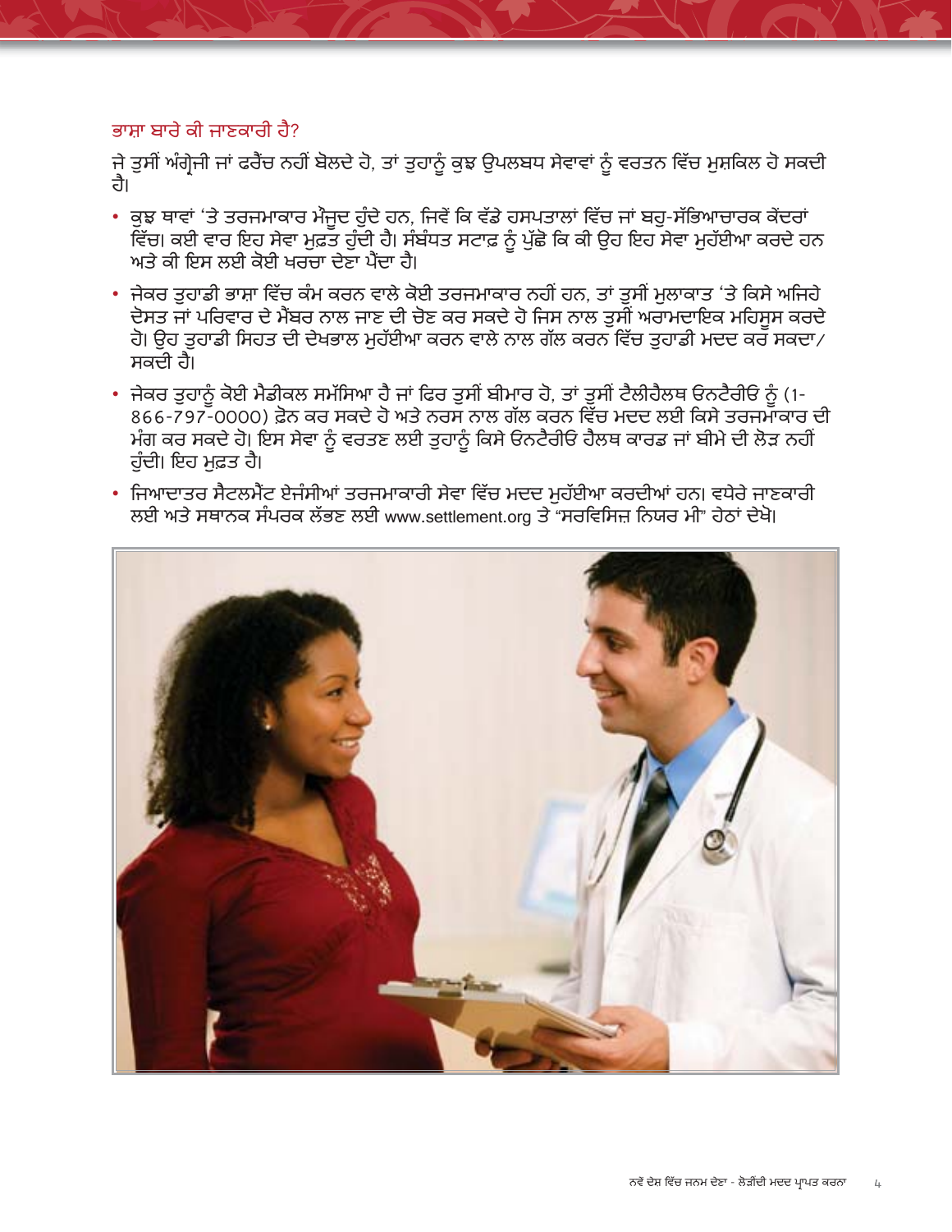## ਭਾਸ਼ਾ ਬਾਰੇ ਕੀ ਜਾਣਕਾਰੀ ਹੈ?

ਜੇ ਤੁਸੀਂ ਅੰਗ੍ਰੇਜ਼ੀ ਜਾਂ ਫਰੈਂਚ ਨਹੀਂ ਬੋਲਦੇ ਹੋ, ਤਾਂ ਤੁਹਾਨੂੰ ਕੁਝ ਉਪਲਬਧ ਸੇਵਾਵਾਂ ਨੂੰ ਵਰਤਨ ਵਿੱਚ ਮੁਸ਼ਕਿਲ ਹੋ ਸਕਦੀ ਹੈ।

- ਕੁਝ ਥਾਵਾਂ 'ਤੇ ਤਰਜਮਾਕਾਰ ਮੌਜੂਦ ਹੁੰਦੇ ਹਨ, ਜਿਵੇਂ ਕਿ ਵੱਡੇ ਹਸਪਤਾਲਾਂ ਵਿੱਚ ਜਾਂ ਬਹੁ-ਸੱਭਿਆਚਾਰਕ ਕੇਂਦਰਾਂ ਵਿੱਚ। ਕਈ ਵਾਰ ਇਹ ਸੇਵਾ ਮੁਫ਼ਤ ਹੁੰਦੀ ਹੈ। ਸੰਬੰਧਤ ਸਟਾਫ਼ ਨੂੰ ਪੁੱਛੋ ਕਿ ਕੀ ਉਹ ਇਹ ਸੇਵਾ ਮੁਹੱਈਆ ਕਰਦੇ ਹਨ ਅਤੇ ਕੀ ਇਸ ਲਈ ਕੋਈ ਖਰਚਾ ਦੇਣਾ ਪੈਂਦਾ ਹੈ।
- ਜੇਕਰ ਤੁਹਾਡੀ ਭਾਸ਼ਾ ਵਿੱਚ ਕੰਮ ਕਰਨ ਵਾਲੇ ਕੋਈ ਤਰਜਮਾਕਾਰ ਨਹੀਂ ਹਨ, ਤਾਂ ਤੁਸੀਂ ਮੁਲਾਕਾਤ 'ਤੇ ਕਿਸੇ ਅਜਿਹੇ ਦੋਸਤ ਜਾਂ ਪਰਿਵਾਰ ਦੇ ਮੈਂਬਰ ਨਾਲ ਜਾਣ ਦੀ ਚੋਣ ਕਰ ਸਕਦੇ ਹੋ ਜਿਸ ਨਾਲ ਤੁਸੀਂ ਅਰਾਮਦਾਇਕ ਮਹਿਸੂਸ ਕਰਦੇ ਹੋ। ਉਹ ਤੁਹਾਡੀ ਸਿਹਤ ਦੀ ਦੇਖਭਾਲ ਮੁਹੱਈਆ ਕਰਨ ਵਾਲੇ ਨਾਲ ਗੱਲ ਕਰਨ ਵਿੱਚ ਤੁਹਾਡੀ ਮਦਦ ਕਰ ਸਕਦਾ/ ਸਕਦੀ ਹੈ।
- ਜੇਕਰ ਤੁਹਾਨੂੰ ਕੋਈ ਮੈਡੀਕਲ ਸਮੱਸਿਆ ਹੈ ਜਾਂ ਫਿਰ ਤੁਸੀਂ ਬੀਮਾਰ ਹੋ, ਤਾਂ ਤੁਸੀਂ ਟੈਲੀਹੈਲਥ ਓਨਟੈਰੀਓ ਨੂੰ (1-866-797-0000) ਫ਼ੋਨ ਕਰ ਸਕਦੇ ਹੋ ਅਤੇ ਨਰਸ ਨਾਲ ਗੱਲ ਕਰਨ ਵਿੱਚ ਮਦਦ ਲਈ ਕਿਸੇ ਤਰਜਮਾਕਾਰ ਦੀ ਮੰਗ ਕਰ ਸਕਦੇ ਹੋ। ਇਸ ਸੇਵਾ ਨੂੰ ਵਰਤਣ ਲਈ ਤੁਹਾਨੂੰ ਕਿਸੇ ਓਨਟੈਰੀਓ ਹੈਲਥ ਕਾਰਡ ਜਾਂ ਬੀਮੇ ਦੀ ਲੋੜ ਨਹੀਂ ਹੁੰਦੀ। ਇਹ ਮੁਫ਼ਤ ਹੈ।
- ਜਿਆਦਾਤਰ ਸੈਟਲਮੈਂਟ ਏਜੰਸੀਆਂ ਤਰਜਮਾਕਾਰੀ ਸੇਵਾ ਵਿੱਚ ਮਦਦ ਮੁਹੱਈਆ ਕਰਦੀਆਂ ਹਨ। ਵਧੇਰੇ ਜਾਣਕਾਰੀ ਲਈ ਅਤੇ ਸਥਾਨਕ ਸੰਪਰਕ ਲੱਭਣ ਲਈ www.settlement.org ਤੇ "ਸਰਵਿਸਿਜ਼ ਨਿਯਰ ਮੀ" ਹੇਠਾਂ ਦੇਖੋ।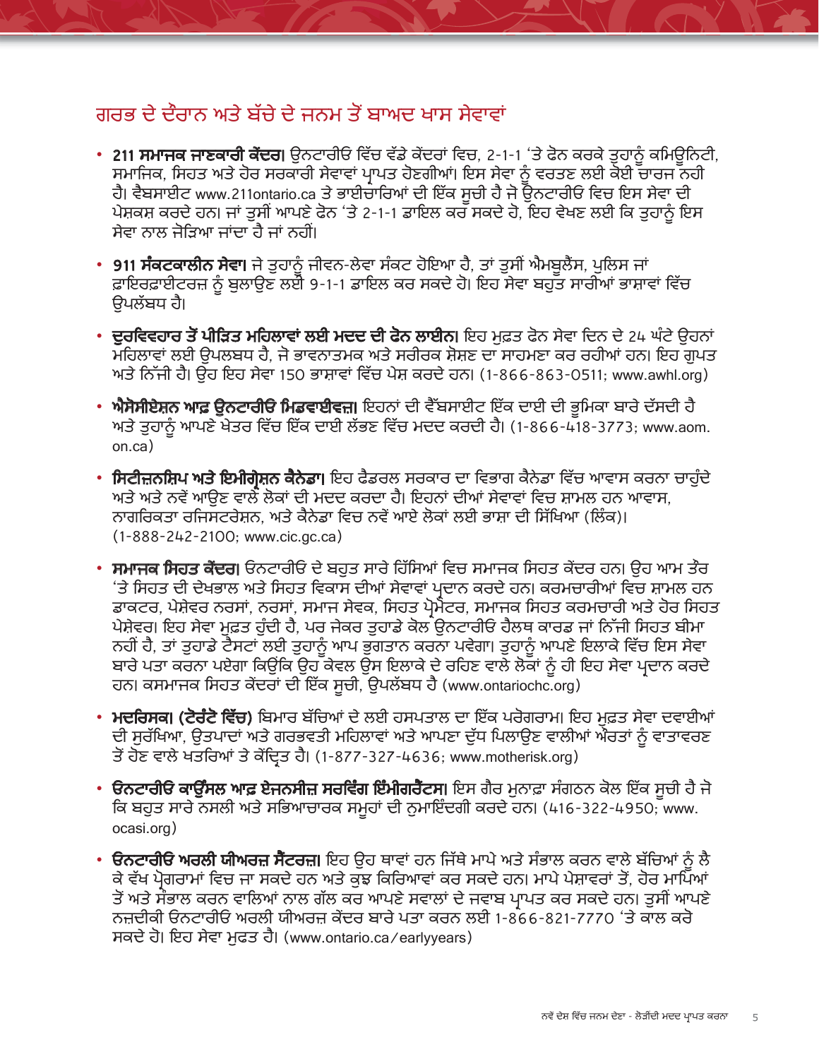## ਗਰਭ ਦੇ ਦੌਰਾਨ ਅਤੇ ਬੱਚੇ ਦੇ ਜਨਮ ਤੋਂ ਬਾਅਦ ਖਾਸ ਸੇਵਾਵਾਂ

- **211 ਸਮਾਜਕ ਜਾਣਕਾਰੀ ਕੇਂਦਰ।** ਉਨਟਾਰੀਓ ਵਿੱਚ ਵੱਡੇ ਕੇਂਦਰਾਂ ਵਿਚ, 2-1-1 'ਤੇ ਫੋਨ ਕਰਕੇ ਤੁਹਾਨੂੰ ਕਮਿਊਨਿਟੀ, ਸਮਾਜਿਕ, ਸਿਹਤ ਅਤੇ ਹੋਰ ਸਰਕਾਰੀ ਸੇਵਾਵਾਂ ਪ੍ਰਾਪਤ ਹੋਣਗੀਆਂ। ਇਸ ਸੇਵਾ ਨੂੰ ਵਰਤਣ ਲਈ ਕੋਈ ਚਾਰਜ ਨਹੀ ਹੈ। ਵੈਬਸਾਈਟ www.211ontario.ca ਤੇ ਭਾਈਚਾਰਿਆਂ ਦੀ ਇੱਕ ਸੂਚੀ ਹੈ ਜੋ ਉਨਟਾਰੀਓ ਵਿਚ ਇਸ ਸੇਵਾ ਦੀ ਪੇਸ਼ਕਸ਼ ਕਰਦੇ ਹਨ। ਜਾਂ ਤੁਸੀਂ ਆਪਣੇ ਫੋਨ 'ਤੇ 2-1-1 ਡਾਇਲ ਕਰ ਸਕਦੇ ਹੋ, ਇਹ ਵੇਖਣ ਲਈ ਕਿ ਤੁਹਾਨੂੰ ਇਸ ਸੇਵਾ ਨਾਲ ਜੋੜਿਆ ਜਾਂਦਾ ਹੈ ਜਾਂ ਨਹੀਂ।
- **911 ਸੰਕਟਕਾਲੀਨ ਸੇਵਾ।** ਜੇ ਤੁਹਾਨੂੰ ਜੀਵਨ-ਲੇਵਾ ਸੰਕਟ ਹੋਇਆ ਹੈ, ਤਾਂ ਤੁਸੀਂ ਐਮਬੂਲੈਂਸ, ਪੁਲਿਸ ਜਾਂ ਫ਼ਾਇਰਫ਼ਾਈਟਰਜ਼ ਨੂੰ ਬੁਲਾਉਣ ਲਈ 9-1-1 ਡਾਇਲ ਕਰ ਸਕਦੇ ਹੋ। ਇਹ ਸੇਵਾ ਬਹੁਤ ਸਾਰੀਆਂ ਭਾਸ਼ਾਵਾਂ ਵਿੱਚ ਉਪਲੱਬਧ ਹੈ।
- **ਦੁਰਵਿਵਹਾਰ ਤੋਂ ਪੀੜਿਤ ਮਹਿਲਾਵਾਂ ਲਈ ਮਦਦ ਦੀ ਫੋਨ ਲਾਈਨ।** ਇਹ ਮੁਫ਼ਤ ਫੋਨ ਸੇਵਾ ਦਿਨ ਦੇ 24 ਘੰਟੇ ਉਹਨਾਂ ਮਹਿਲਾਵਾਂ ਲਈ ਉਪਲਬਧ ਹੈ, ਜੋ ਭਾਵਨਾਤਮਕ ਅਤੇ ਸਰੀਰਕ ਸ਼ੋਸ਼ਣ ਦਾ ਸਾਹਮਣਾ ਕਰ ਰਹੀਆਂ ਹਨ। ਇਹ ਗੁਪਤ ਅਤੇ ਨਿੱਜੀ ਹੈ। ਉਹ ਇਹ ਸੇਵਾ 150 ਭਾਸ਼ਾਵਾਂ ਵਿੱਚ ਪੇਸ਼ ਕਰਦੇ ਹਨ। (1-866-863-0511; www.awhl.org)
- **ਐਸੋਸੀਏਸ਼ਨ ਆਫ਼ ਉਨਟਾਰੀਓ ਮਿਡਵਾਈਵਜ਼।** ਇਹਨਾਂ ਦੀ ਵੈੱਬਸਾਈਟ ਇੱਕ ਦਾਈ ਦੀ ਭੂਮਿਕਾ ਬਾਰੇ ਦੱਸਦੀ ਹੈ ਅਤੇ ਤੁਹਾਨੂੰ ਆਪਣੇ ਖੇਤਰ ਵਿੱਚ ਇੱਕ ਦਾਈ ਲੱਭਣ ਵਿੱਚ ਮਦਦ ਕਰਦੀ ਹੈ। (1-866-418-3773; www.aom.on.ca)
- **ਸਿਟੀਜ਼ਨਸ਼ਿਪ ਅਤੇ ਇਮੀਗ੍ਰੇਸ਼ਨ ਕੈਨੇਡਾ।** ਇਹ ਫੈਡਰਲ ਸਰਕਾਰ ਦਾ ਵਿਭਾਗ ਕੈਨੇਡਾ ਵਿੱਚ ਆਵਾਸ ਕਰਨਾ ਚਾਹੁੰਦੇ ਅਤੇ ਅਤੇ ਨਵੇਂ ਆਉਣ ਵਾਲੇ ਲੋਕਾਂ ਦੀ ਮਦਦ ਕਰਦਾ ਹੈ। ਇਹਨਾਂ ਦੀਆਂ ਸੇਵਾਵਾਂ ਵਿਚ ਸ਼ਾਮਲ ਹਨ ਆਵਾਸ, ਨਾਗਰਿਕਤਾ ਰਜਿਸਟਰੇਸ਼ਨ, ਅਤੇ ਕੈਨੇਡਾ ਵਿਚ ਨਵੇਂ ਆਏ ਲੋਕਾਂ ਲਈ ਭਾਸ਼ਾ ਦੀ ਸਿੱਖਿਆ (ਲਿੰਕ)। (1-888-242-2100; www.cic.gc.ca)
- **ਸਮਾਜਕ ਸਿਹਤ ਕੇਂਦਰ।** ਓਨਟਾਰੀਓ ਦੇ ਬਹੁਤ ਸਾਰੇ ਹਿੱਸਿਆਂ ਵਿਚ ਸਮਾਜਕ ਸਿਹਤ ਕੇਂਦਰ ਹਨ। ਉਹ ਆਮ ਤੌਰ 'ਤੇ ਸਿਹਤ ਦੀ ਦੇਖਭਾਲ ਅਤੇ ਸਿਹਤ ਵਿਕਾਸ ਦੀਆਂ ਸੇਵਾਵਾਂ ਪ੍ਰਦਾਨ ਕਰਦੇ ਹਨ। ਕਰਮਚਾਰੀਆਂ ਵਿਚ ਸ਼ਾਮਲ ਹਨ ਡਾਕਟਰ, ਪੇਸ਼ੇਵਰ ਨਰਸਾਂ, ਨਰਸਾਂ, ਸਮਾਜ ਸੇਵਕ, ਸਿਹਤ ਪ੍ਰੋਮੋਟਰ, ਸਮਾਜਕ ਸਿਹਤ ਕਰਮਚਾਰੀ ਅਤੇ ਹੋਰ ਸਿਹਤ ਪੇਸ਼ੇਵਰ। ਇਹ ਸੇਵਾ ਮੁਫ਼ਤ ਹੁੰਦੀ ਹੈ, ਪਰ ਜੇਕਰ ਤੁਹਾਡੇ ਕੋਲ ਉਨਟਾਰੀਓ ਹੈਲਥ ਕਾਰਡ ਜਾਂ ਨਿੱਜੀ ਸਿਹਤ ਬੀਮਾ ਨਹੀਂ ਹੈ, ਤਾਂ ਤੁਹਾਡੇ ਟੈਸਟਾਂ ਲਈ ਤੁਹਾਨੂੰ ਆਪ ਭੁਗਤਾਨ ਕਰਨਾ ਪਵੇਗਾ। ਤੁਹਾਨੂੰ ਆਪਣੇ ਇਲਾਕੇ ਵਿੱਚ ਇਸ ਸੇਵਾ ਬਾਰੇ ਪਤਾ ਕਰਨਾ ਪਏਗਾ ਕਿਉਂਕਿ ਉਹ ਕੇਵਲ ਉਸ ਇਲਾਕੇ ਦੇ ਰਹਿਣ ਵਾਲੇ ਲੋਕਾਂ ਨੂੰ ਹੀ ਇਹ ਸੇਵਾ ਪ੍ਰਦਾਨ ਕਰਦੇ ਹਨ। ਕਸਮਾਜਕ ਸਿਹਤ ਕੇਂਦਰਾਂ ਦੀ ਇੱਕ ਸੂਚੀ, ਉਪਲੱਬਧ ਹੈ (www.ontariochc.org)
- **ਮਦਰਿਸਕ। (ਟੋਰੰਟੋ ਵਿੱਚ)** ਬਿਮਾਰ ਬੱਚਿਆਂ ਦੇ ਲਈ ਹਸਪਤਾਲ ਦਾ ਇੱਕ ਪਰੋਗਰਾਮ। ਇਹ ਮੁਫ਼ਤ ਸੇਵਾ ਦਵਾਈਆਂ ਦੀ ਸੁਰੱਖਿਆ, ਉਤਪਾਦਾਂ ਅਤੇ ਗਰਭਵਤੀ ਮਹਿਲਾਵਾਂ ਅਤੇ ਆਪਣਾ ਦੁੱਧ ਪਿਲਾਉਣ ਵਾਲੀਆਂ ਔਰਤਾਂ ਨੂੰ ਵਾਤਾਵਰਣ ਤੋਂ ਹੋਣ ਵਾਲੇ ਖਤਰਿਆਂ ਤੇ ਕੇਂਦ੍ਰਿਤ ਹੈ। (1-877-327-4636; www.motherisk.org)
- **ਓਨਟਾਰੀਓ ਕਾਊਂਸਿਲ ਆਫ਼ ਏਜਨਸੀਜ਼ ਸਰਵਿੰਗ ਇੰਮੀਗਰੈਂਟਸ।** ਇਸ ਗੈਰ ਮੁਨਾਫ਼ਾ ਸੰਗਠਨ ਕੋਲ ਇੱਕ ਸੂਚੀ ਹੈ ਜੋ ਕਿ ਬਹੁਤ ਸਾਰੇ ਨਸਲੀ ਅਤੇ ਸਭਿਆਚਾਰਕ ਸਮੂਹਾਂ ਦੀ ਨੁਮਾਇੰਦਗੀ ਕਰਦੇ ਹਨ। (416-322-4950; www.ocasi.org)
- **ਓਨਟਾਰੀਓ ਅਰਲੀ ਯੀਅਰਜ਼ ਸੈਂਟਰਜ਼।** ਇਹ ਉਹ ਥਾਵਾਂ ਹਨ ਜਿੱਥੇ ਮਾਪੇ ਅਤੇ ਸੰਭਾਲ ਕਰਨ ਵਾਲੇ ਬੱਚਿਆਂ ਨੂੰ ਲੈ ਕੇ ਵੱਖ ਪ੍ਰੋਗਰਾਮਾਂ ਵਿਚ ਜਾ ਸਕਦੇ ਹਨ ਅਤੇ ਕੁਝ ਕਿਰਿਆਵਾਂ ਕਰ ਸਕਦੇ ਹਨ। ਮਾਪੇ ਪੇਸ਼ਾਵਰਾਂ ਤੋਂ, ਹੋਰ ਮਾਪਿਆਂ ਤੋਂ ਅਤੇ ਸੰਭਾਲ ਕਰਨ ਵਾਲਿਆਂ ਨਾਲ ਗੱਲ ਕਰ ਆਪਣੇ ਸਵਾਲਾਂ ਦੇ ਜਵਾਬ ਪ੍ਰਾਪਤ ਕਰ ਸਕਦੇ ਹਨ। ਤੁਸੀਂ ਆਪਣੇ ਨਜ਼ਦੀਕੀ ਓਨਟਾਰੀਓ ਅਰਲੀ ਯੀਅਰਜ਼ ਕੇਂਦਰ ਬਾਰੇ ਪਤਾ ਕਰਨ ਲਈ 1-866-821-7770 'ਤੇ ਕਾਲ ਕਰੋ ਸਕਦੇ ਹੋ। ਇਹ ਸੇਵਾ ਮੁਫ਼ਤ ਹੈ। (www.ontario.ca/earlyyears)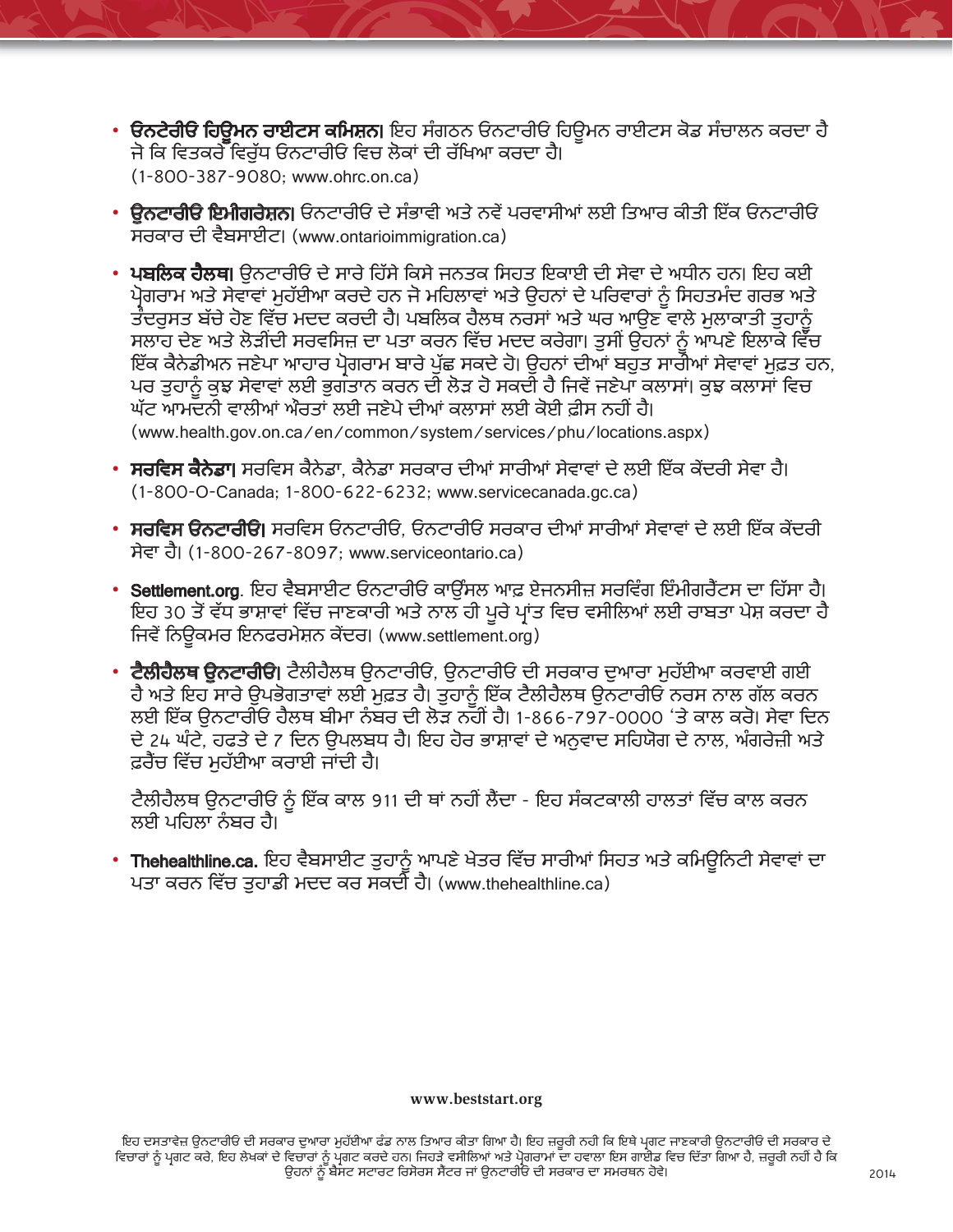- **ਓਨਟੇਰੀਓ ਹਿਊਮਨ ਰਾਈਟਸ ਕਮਿਸ਼ਨ।** ਇਹ ਸੰਗਠਨ ਓਨਟਾਰੀਓ ਹਿਊਮਨ ਰਾਈਟਸ ਕੋਡ ਸੰਚਾਲਨ ਕਰਦਾ ਹੈ ਜੋ ਕਿ ਵਿਤਕਰੇ ਵਿਰੁੱਧ ਓਨਟਾਰੀਓ ਵਿਚ ਲੋਕਾਂ ਦੀ ਰੱਖਿਆ ਕਰਦਾ ਹੈ। (1-800-387-9080; www.ohrc.on.ca)

- **ਊਨਟਾਰੀਓ ਇਮੀਗਰੇਸ਼ਨ।** ਓਨਟਾਰੀਓ ਦੇ ਸੰਭਾਵੀ ਅਤੇ ਨਵੇਂ ਪਰਵਾਸੀਆਂ ਲਈ ਤਿਆਰ ਕੀਤੀ ਇੱਕ ਓਨਟਾਰੀਓ ਸਰਕਾਰ ਦੀ ਵੈਬਸਾਈਟ। (www.ontarioimmigration.ca)

- **ਪਬਲਿਕ ਹੈਲਥ।** ਊਨਟਾਰੀਓ ਦੇ ਸਾਰੇ ਹਿੱਸੇ ਕਿਸੇ ਜਨਤਕ ਸਿਹਤ ਇਕਾਈ ਦੀ ਸੇਵਾ ਦੇ ਅਧੀਨ ਹਨ। ਇਹ ਕਈ ਪ੍ਰੋਗਰਾਮ ਅਤੇ ਸੇਵਾਵਾਂ ਮੁਹੱਈਆ ਕਰਦੇ ਹਨ ਜੋ ਮਹਿਲਾਵਾਂ ਅਤੇ ਉਹਨਾਂ ਦੇ ਪਰਿਵਾਰਾਂ ਨੂੰ ਸਿਹਤਮੰਦ ਗਰਭ ਅਤੇ ਤੰਦਰੁਸਤ ਬੱਚੇ ਹੋਣ ਵਿੱਚ ਮਦਦ ਕਰਦੀ ਹੈ। ਪਬਲਿਕ ਹੈਲਥ ਨਰਸਾਂ ਅਤੇ ਘਰ ਆਉਣ ਵਾਲੇ ਮੁਲਾਕਾਤੀ ਤੁਹਾਨੂੰ ਸਲਾਹ ਦੇਣ ਅਤੇ ਲੋੜੀਂਦੀ ਸਰਵਸਿਜ਼ ਦਾ ਪਤਾ ਕਰਨ ਵਿੱਚ ਮਦਦ ਕਰੇਗਾ। ਤੁਸੀਂ ਉਹਨਾਂ ਨੂੰ ਆਪਣੇ ਇਲਾਕੇ ਵਿੱਚ ਇੱਕ ਕੈਨੇਡੀਅਨ ਜਣੇਪਾ ਆਹਾਰ ਪ੍ਰੋਗਰਾਮ ਬਾਰੇ ਪੁੱਛ ਸਕਦੇ ਹੋ। ਉਹਨਾਂ ਦੀਆਂ ਬਹੁਤ ਸਾਰੀਆਂ ਸੇਵਾਵਾਂ ਮੁਫ਼ਤ ਹਨ, ਪਰ ਤੁਹਾਨੂੰ ਕੁਝ ਸੇਵਾਵਾਂ ਲਈ ਭੁਗਤਾਨ ਕਰਨ ਦੀ ਲੋੜ ਹੋ ਸਕਦੀ ਹੈ ਜਿਵੇਂ ਜਣੇਪਾ ਕਲਾਸਾਂ। ਕੁਝ ਕਲਾਸਾਂ ਵਿਚ ਘੱਟ ਆਮਦਨੀ ਵਾਲੀਆਂ ਔਰਤਾਂ ਲਈ ਜਣੇਪੇ ਦੀਆਂ ਕਲਾਸਾਂ ਲਈ ਕੋਈ ਫ਼ੀਸ ਨਹੀਂ ਹੈ। (www.health.gov.on.ca/en/common/system/services/phu/locations.aspx)

- **ਸਰਵਿਸ ਕੈਨੇਡਾ।** ਸਰਵਿਸ ਕੈਨੇਡਾ, ਕੈਨੇਡਾ ਸਰਕਾਰ ਦੀਆਂ ਸਾਰੀਆਂ ਸੇਵਾਵਾਂ ਦੇ ਲਈ ਇੱਕ ਕੇਂਦਰੀ ਸੇਵਾ ਹੈ। (1-800-O-Canada; 1-800-622-6232; www.servicecanada.gc.ca)

- **ਸਰਵਿਸ ਓਨਟਾਰੀਓ।** ਸਰਵਿਸ ਓਨਟਾਰੀਓ, ਓਨਟਾਰੀਓ ਸਰਕਾਰ ਦੀਆਂ ਸਾਰੀਆਂ ਸੇਵਾਵਾਂ ਦੇ ਲਈ ਇੱਕ ਕੇਂਦਰੀ ਸੇਵਾ ਹੈ। (1-800-267-8097; www.serviceontario.ca)

- **Settlement.org**. ਇਹ ਵੈਬਸਾਈਟ ਓਨਟਾਰੀਓ ਕਾਉਂਸਲ ਆਫ਼ ਏਜਨਸੀਜ਼ ਸਰਵਿੰਗ ਇੰਮੀਗਰੈਂਟਸ ਦਾ ਹਿੱਸਾ ਹੈ। ਇਹ 30 ਤੋਂ ਵੱਧ ਭਾਸ਼ਾਵਾਂ ਵਿੱਚ ਜਾਣਕਾਰੀ ਅਤੇ ਨਾਲ ਹੀ ਪੂਰੇ ਪ੍ਰਾਂਤ ਵਿਚ ਵਸੀਲਿਆਂ ਲਈ ਰਾਬਤਾ ਪੇਸ਼ ਕਰਦਾ ਹੈ ਜਿਵੇਂ ਨਿਊਕਮਰ ਇਨਫਰਮੇਸ਼ਨ ਕੇਂਦਰ। (www.settlement.org)

- **ਟੈਲੀਹੈਲਥ ਊਨਟਾਰੀਓ।** ਟੈਲੀਹੈਲਥ ਊਨਟਾਰੀਓ, ਊਨਟਾਰੀਓ ਦੀ ਸਰਕਾਰ ਦੁਆਰਾ ਮੁਹੱਈਆ ਕਰਵਾਈ ਗਈ ਹੈ ਅਤੇ ਇਹ ਸਾਰੇ ਉਪਭੋਗਤਾਵਾਂ ਲਈ ਮੁਫ਼ਤ ਹੈ। ਤੁਹਾਨੂੰ ਇੱਕ ਟੈਲੀਹੈਲਥ ਊਨਟਾਰੀਓ ਨਰਸ ਨਾਲ ਗੱਲ ਕਰਨ ਲਈ ਇੱਕ ਊਨਟਾਰੀਓ ਹੈਲਥ ਬੀਮਾ ਨੰਬਰ ਦੀ ਲੋੜ ਨਹੀਂ ਹੈ। 1-866-797-0000 'ਤੇ ਕਾਲ ਕਰੋ। ਸੇਵਾ ਦਿਨ ਦੇ 24 ਘੰਟੇ, ਹਫਤੇ ਦੇ 7 ਦਿਨ ਉਪਲਬਧ ਹੈ। ਇਹ ਹੋਰ ਭਾਸ਼ਾਵਾਂ ਦੇ ਅਨੁਵਾਦ ਸਹਿਯੋਗ ਦੇ ਨਾਲ, ਅੰਗਰੇਜ਼ੀ ਅਤੇ ਫ਼ਰੈਂਚ ਵਿੱਚ ਮੁਹੱਈਆ ਕਰਾਈ ਜਾਂਦੀ ਹੈ।

  ਟੈਲੀਹੈਲਥ ਊਨਟਾਰੀਓ ਨੂੰ ਇੱਕ ਕਾਲ 911 ਦੀ ਥਾਂ ਨਹੀਂ ਲੈਂਦਾ - ਇਹ ਸੰਕਟਕਾਲੀ ਹਾਲਤਾਂ ਵਿੱਚ ਕਾਲ ਕਰਨ ਲਈ ਪਹਿਲਾ ਨੰਬਰ ਹੈ।

- **Thehealthline.ca.** ਇਹ ਵੈਬਸਾਈਟ ਤੁਹਾਨੂੰ ਆਪਣੇ ਖੇਤਰ ਵਿੱਚ ਸਾਰੀਆਂ ਸਿਹਤ ਅਤੇ ਕਮਿਊਨਿਟੀ ਸੇਵਾਵਾਂ ਦਾ ਪਤਾ ਕਰਨ ਵਿੱਚ ਤੁਹਾਡੀ ਮਦਦ ਕਰ ਸਕਦੀ ਹੈ। (www.thehealthline.ca)

**www.beststart.org**

ਇਹ ਦਸਤਾਵੇਜ਼ ਊਨਟਾਰੀਓ ਦੀ ਸਰਕਾਰ ਦੁਆਰਾ ਮੁਹੱਈਆ ਫੰਡ ਨਾਲ ਤਿਆਰ ਕੀਤਾ ਗਿਆ ਹੈ। ਇਹ ਜ਼ਰੂਰੀ ਨਹੀ ਕਿ ਇਥੇ ਪ੍ਰਗਟ ਜਾਣਕਾਰੀ ਊਨਟਾਰੀਓ ਦੀ ਸਰਕਾਰ ਦੇ ਵਿਚਾਰਾਂ ਨੂੰ ਪ੍ਰਗਟ ਕਰੇ, ਇਹ ਲੇਖਕਾਂ ਦੇ ਵਿਚਾਰਾਂ ਨੂੰ ਪ੍ਰਗਟ ਕਰਦੇ ਹਨ। ਜਿਹੜੇ ਵਸੀਲਿਆਂ ਅਤੇ ਪ੍ਰੋਗਰਾਮਾਂ ਦਾ ਹਵਾਲਾ ਇਸ ਗਾਈਡ ਵਿਚ ਦਿੱਤਾ ਗਿਆ ਹੈ, ਜ਼ਰੂਰੀ ਨਹੀਂ ਹੈ ਕਿ ਉਹਨਾਂ ਨੂੰ ਬੈਸਟ ਸਟਾਰਟ ਰਿਸੋਰਸ ਸੈਂਟਰ ਜਾਂ ਊਨਟਾਰੀਓ ਦੀ ਸਰਕਾਰ ਦਾ ਸਮਰਥਨ ਹੋਵੇ।

2014